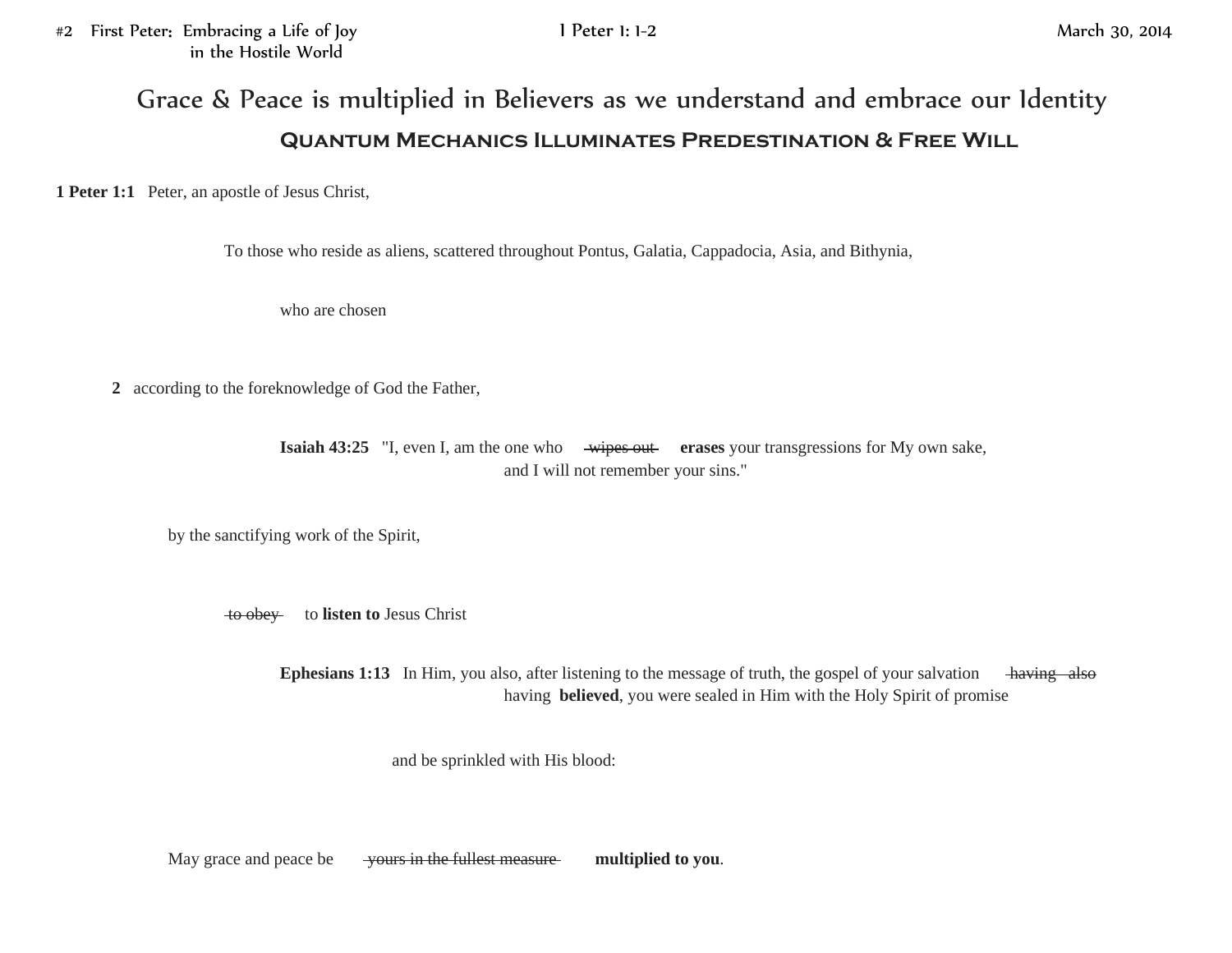# Grace & Peace is multiplied in Believers as we understand and embrace our Identity

## Quantum Mechanics Illuminates Predestination & Free Will

**1 Peter 1:1** Peter, an apostle of Jesus Christ,

To those who reside as aliens, scattered throughout Pontus, Galatia, Cappadocia, Asia, and Bithynia,

who are chosen

**2** according to the foreknowledge of God the Father,

> **Isaiah 43:25** "I, even I, am the one who ~~wipes out~~ **erases** your transgressions for My own sake,
> and I will not remember your sins."

by the sanctifying work of the Spirit,

~~to obey~~ to **listen to** Jesus Christ

> **Ephesians 1:13** In Him, you also, after listening to the message of truth, the gospel of your salvation ~~having also~~
> having **believed**, you were sealed in Him with the Holy Spirit of promise

and be sprinkled with His blood:

May grace and peace be ~~yours in the fullest measure~~ **multiplied to you**.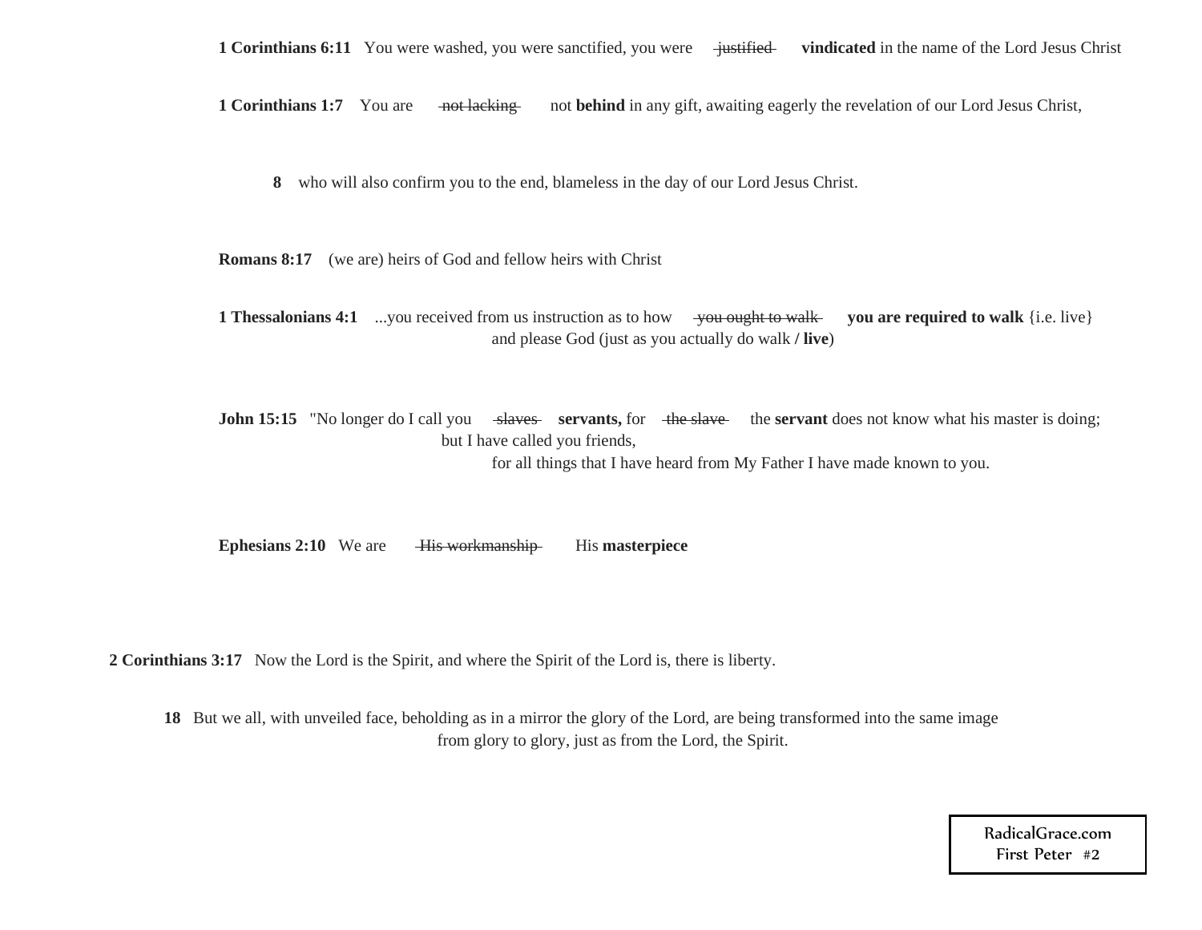**1 Corinthians 6:11** You were washed, you were sanctified, you were ~~justified~~ **vindicated** in the name of the Lord Jesus Christ

**1 Corinthians 1:7** You are ~~not lacking~~ not **behind** in any gift, awaiting eagerly the revelation of our Lord Jesus Christ,

**8** who will also confirm you to the end, blameless in the day of our Lord Jesus Christ.

**Romans 8:17** (we are) heirs of God and fellow heirs with Christ

**1 Thessalonians 4:1** ...you received from us instruction as to how ~~you ought to walk~~ **you are required to walk** {i.e. live} and please God (just as you actually do walk **/ live**)

**John 15:15** "No longer do I call you ~~slaves~~ **servants,** for ~~the slave~~ the **servant** does not know what his master is doing; but I have called you friends,
for all things that I have heard from My Father I have made known to you.

**Ephesians 2:10** We are ~~His workmanship~~ His **masterpiece**

**2 Corinthians 3:17** Now the Lord is the Spirit, and where the Spirit of the Lord is, there is liberty.

**18** But we all, with unveiled face, beholding as in a mirror the glory of the Lord, are being transformed into the same image from glory to glory, just as from the Lord, the Spirit.

RadicalGrace.com
First Peter #2